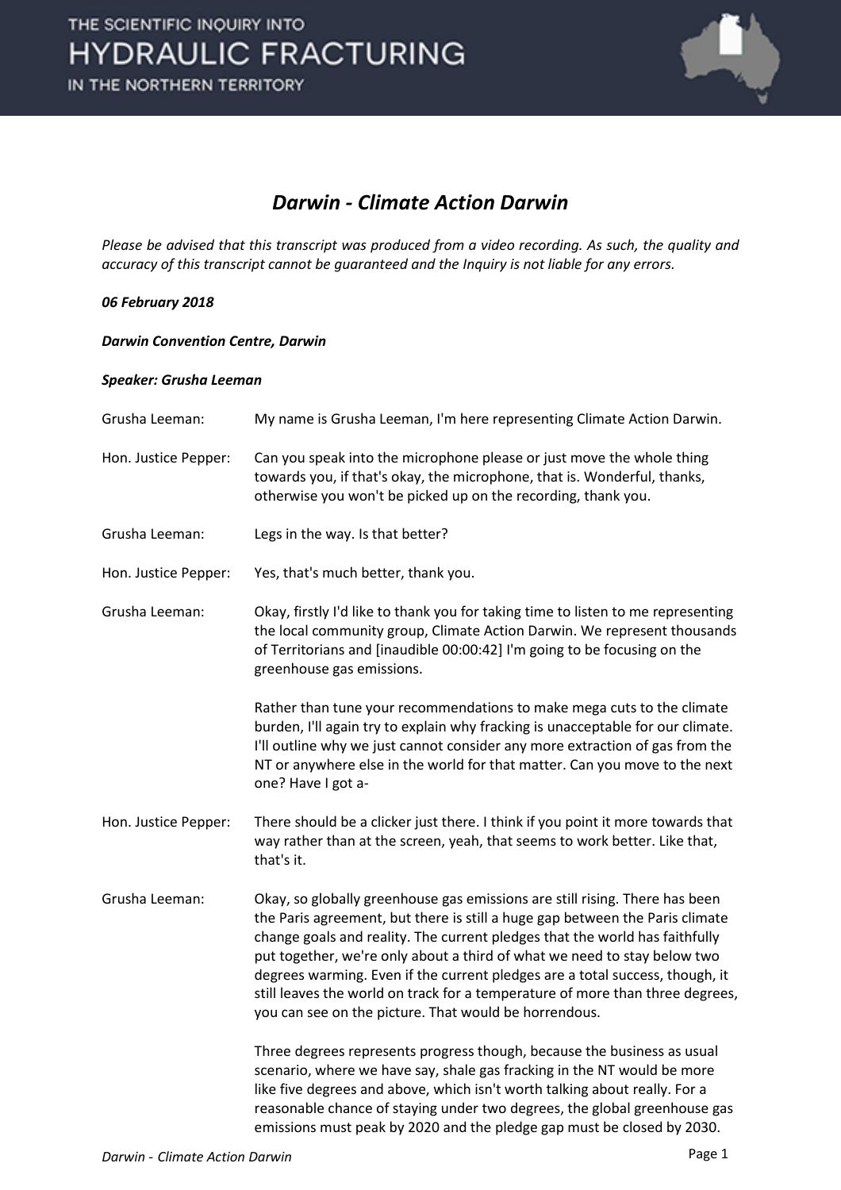# Darwin - Climate Action Darwin

*Please be advised that this transcript was produced from a video recording. As such, the quality and accuracy of this transcript cannot be guaranteed and the Inquiry is not liable for any errors.*

***06 February 2018***

***Darwin Convention Centre, Darwin***

***Speaker: Grusha Leeman***

| | |
|---|---|
| Grusha Leeman: | My name is Grusha Leeman, I'm here representing Climate Action Darwin. |
| Hon. Justice Pepper: | Can you speak into the microphone please or just move the whole thing towards you, if that's okay, the microphone, that is. Wonderful, thanks, otherwise you won't be picked up on the recording, thank you. |
| Grusha Leeman: | Legs in the way. Is that better? |
| Hon. Justice Pepper: | Yes, that's much better, thank you. |
| Grusha Leeman: | Okay, firstly I'd like to thank you for taking time to listen to me representing the local community group, Climate Action Darwin. We represent thousands of Territorians and [inaudible 00:00:42] I'm going to be focusing on the greenhouse gas emissions.<br><br>Rather than tune your recommendations to make mega cuts to the climate burden, I'll again try to explain why fracking is unacceptable for our climate. I'll outline why we just cannot consider any more extraction of gas from the NT or anywhere else in the world for that matter. Can you move to the next one? Have I got a- |
| Hon. Justice Pepper: | There should be a clicker just there. I think if you point it more towards that way rather than at the screen, yeah, that seems to work better. Like that, that's it. |
| Grusha Leeman: | Okay, so globally greenhouse gas emissions are still rising. There has been the Paris agreement, but there is still a huge gap between the Paris climate change goals and reality. The current pledges that the world has faithfully put together, we're only about a third of what we need to stay below two degrees warming. Even if the current pledges are a total success, though, it still leaves the world on track for a temperature of more than three degrees, you can see on the picture. That would be horrendous.<br><br>Three degrees represents progress though, because the business as usual scenario, where we have say, shale gas fracking in the NT would be more like five degrees and above, which isn't worth talking about really. For a reasonable chance of staying under two degrees, the global greenhouse gas emissions must peak by 2020 and the pledge gap must be closed by 2030. |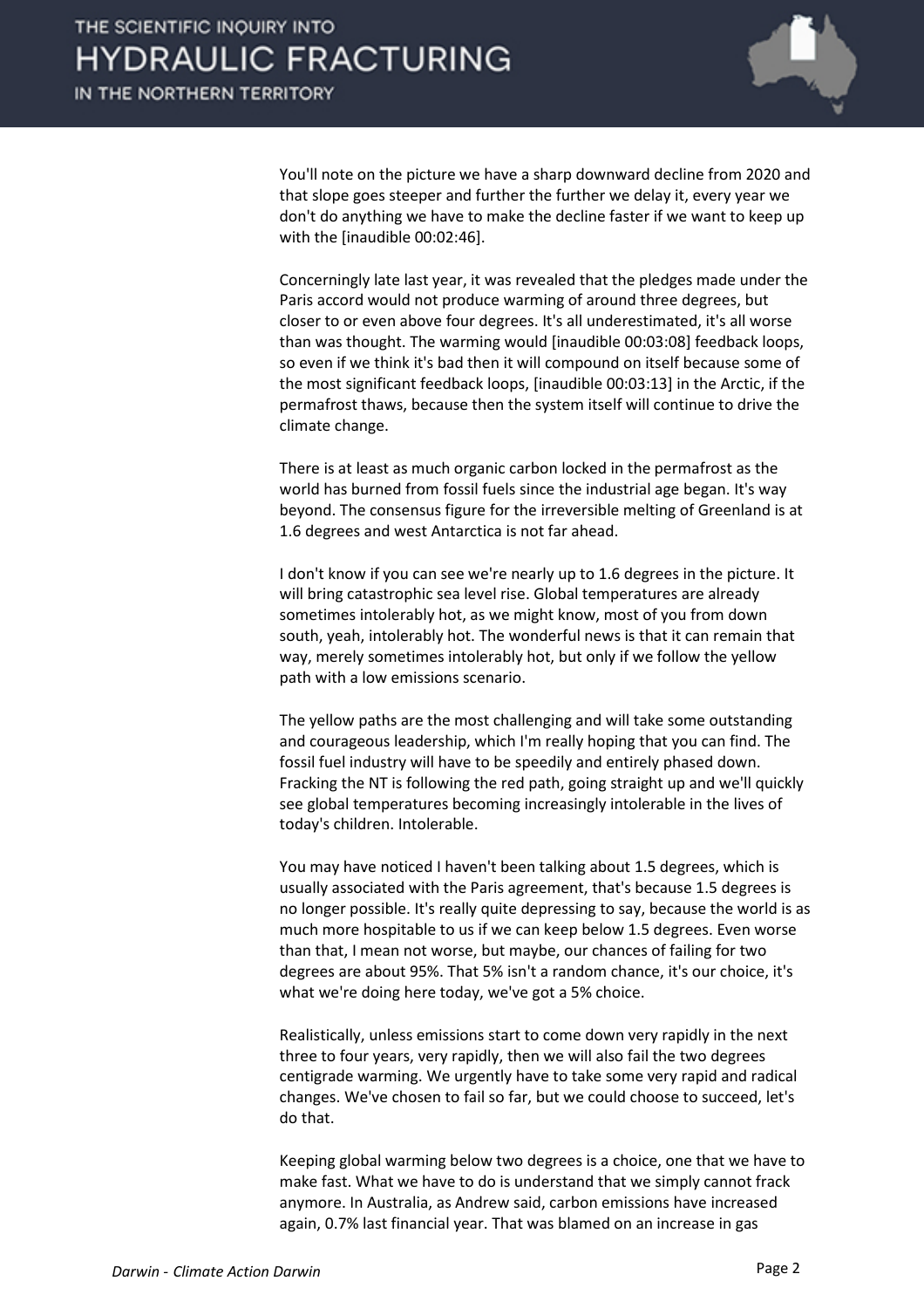You'll note on the picture we have a sharp downward decline from 2020 and that slope goes steeper and further the further we delay it, every year we don't do anything we have to make the decline faster if we want to keep up with the [inaudible 00:02:46].

Concerningly late last year, it was revealed that the pledges made under the Paris accord would not produce warming of around three degrees, but closer to or even above four degrees. It's all underestimated, it's all worse than was thought. The warming would [inaudible 00:03:08] feedback loops, so even if we think it's bad then it will compound on itself because some of the most significant feedback loops, [inaudible 00:03:13] in the Arctic, if the permafrost thaws, because then the system itself will continue to drive the climate change.

There is at least as much organic carbon locked in the permafrost as the world has burned from fossil fuels since the industrial age began. It's way beyond. The consensus figure for the irreversible melting of Greenland is at 1.6 degrees and west Antarctica is not far ahead.

I don't know if you can see we're nearly up to 1.6 degrees in the picture. It will bring catastrophic sea level rise. Global temperatures are already sometimes intolerably hot, as we might know, most of you from down south, yeah, intolerably hot. The wonderful news is that it can remain that way, merely sometimes intolerably hot, but only if we follow the yellow path with a low emissions scenario.

The yellow paths are the most challenging and will take some outstanding and courageous leadership, which I'm really hoping that you can find. The fossil fuel industry will have to be speedily and entirely phased down. Fracking the NT is following the red path, going straight up and we'll quickly see global temperatures becoming increasingly intolerable in the lives of today's children. Intolerable.

You may have noticed I haven't been talking about 1.5 degrees, which is usually associated with the Paris agreement, that's because 1.5 degrees is no longer possible. It's really quite depressing to say, because the world is as much more hospitable to us if we can keep below 1.5 degrees. Even worse than that, I mean not worse, but maybe, our chances of failing for two degrees are about 95%. That 5% isn't a random chance, it's our choice, it's what we're doing here today, we've got a 5% choice.

Realistically, unless emissions start to come down very rapidly in the next three to four years, very rapidly, then we will also fail the two degrees centigrade warming. We urgently have to take some very rapid and radical changes. We've chosen to fail so far, but we could choose to succeed, let's do that.

Keeping global warming below two degrees is a choice, one that we have to make fast. What we have to do is understand that we simply cannot frack anymore. In Australia, as Andrew said, carbon emissions have increased again, 0.7% last financial year. That was blamed on an increase in gas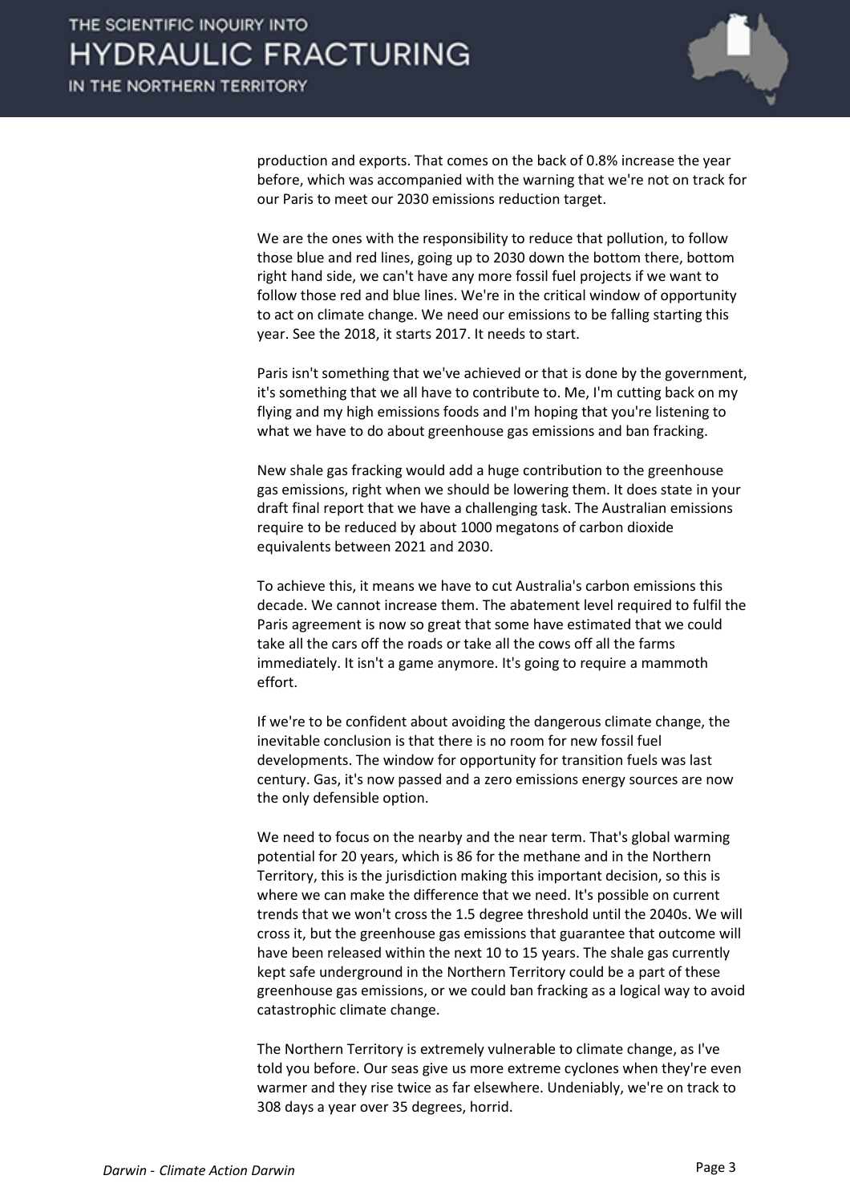production and exports. That comes on the back of 0.8% increase the year before, which was accompanied with the warning that we're not on track for our Paris to meet our 2030 emissions reduction target.

We are the ones with the responsibility to reduce that pollution, to follow those blue and red lines, going up to 2030 down the bottom there, bottom right hand side, we can't have any more fossil fuel projects if we want to follow those red and blue lines. We're in the critical window of opportunity to act on climate change. We need our emissions to be falling starting this year. See the 2018, it starts 2017. It needs to start.

Paris isn't something that we've achieved or that is done by the government, it's something that we all have to contribute to. Me, I'm cutting back on my flying and my high emissions foods and I'm hoping that you're listening to what we have to do about greenhouse gas emissions and ban fracking.

New shale gas fracking would add a huge contribution to the greenhouse gas emissions, right when we should be lowering them. It does state in your draft final report that we have a challenging task. The Australian emissions require to be reduced by about 1000 megatons of carbon dioxide equivalents between 2021 and 2030.

To achieve this, it means we have to cut Australia's carbon emissions this decade. We cannot increase them. The abatement level required to fulfil the Paris agreement is now so great that some have estimated that we could take all the cars off the roads or take all the cows off all the farms immediately. It isn't a game anymore. It's going to require a mammoth effort.

If we're to be confident about avoiding the dangerous climate change, the inevitable conclusion is that there is no room for new fossil fuel developments. The window for opportunity for transition fuels was last century. Gas, it's now passed and a zero emissions energy sources are now the only defensible option.

We need to focus on the nearby and the near term. That's global warming potential for 20 years, which is 86 for the methane and in the Northern Territory, this is the jurisdiction making this important decision, so this is where we can make the difference that we need. It's possible on current trends that we won't cross the 1.5 degree threshold until the 2040s. We will cross it, but the greenhouse gas emissions that guarantee that outcome will have been released within the next 10 to 15 years. The shale gas currently kept safe underground in the Northern Territory could be a part of these greenhouse gas emissions, or we could ban fracking as a logical way to avoid catastrophic climate change.

The Northern Territory is extremely vulnerable to climate change, as I've told you before. Our seas give us more extreme cyclones when they're even warmer and they rise twice as far elsewhere. Undeniably, we're on track to 308 days a year over 35 degrees, horrid.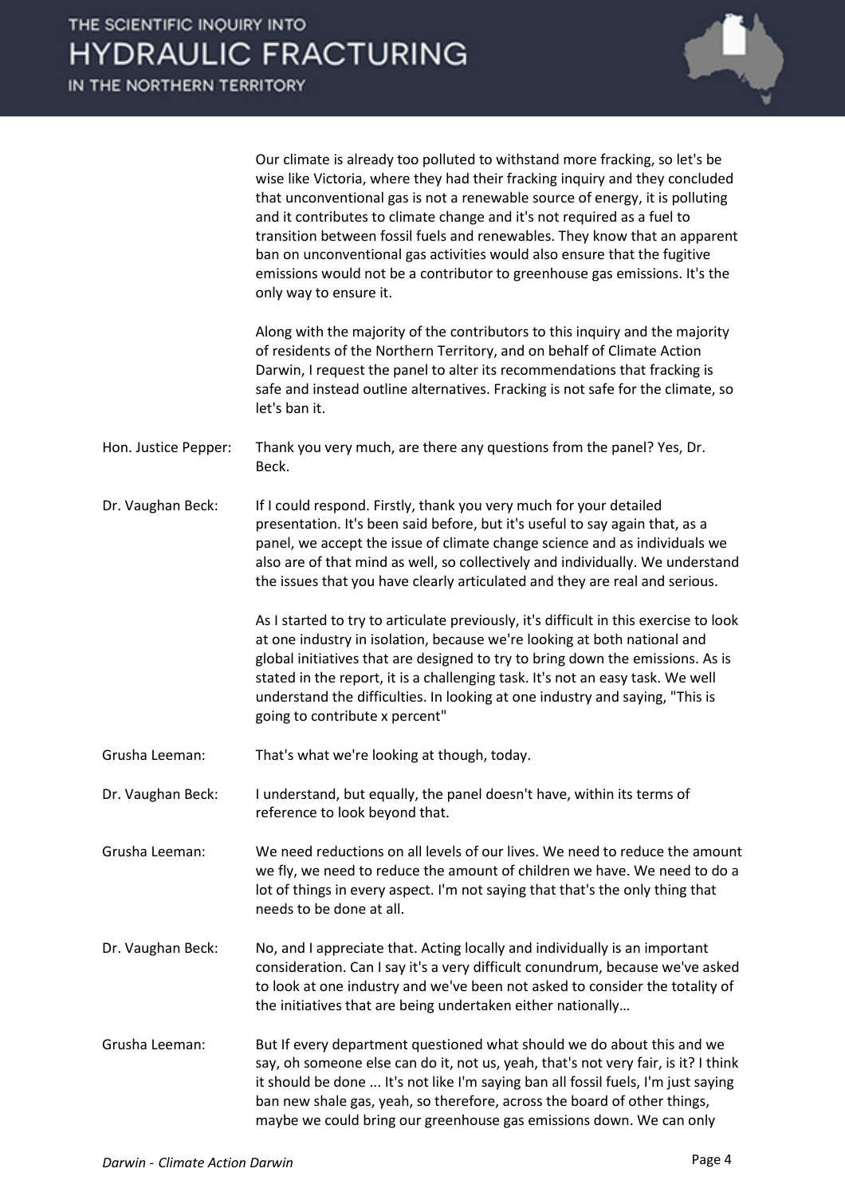Our climate is already too polluted to withstand more fracking, so let's be wise like Victoria, where they had their fracking inquiry and they concluded that unconventional gas is not a renewable source of energy, it is polluting and it contributes to climate change and it's not required as a fuel to transition between fossil fuels and renewables. They know that an apparent ban on unconventional gas activities would also ensure that the fugitive emissions would not be a contributor to greenhouse gas emissions. It's the only way to ensure it.

Along with the majority of the contributors to this inquiry and the majority of residents of the Northern Territory, and on behalf of Climate Action Darwin, I request the panel to alter its recommendations that fracking is safe and instead outline alternatives. Fracking is not safe for the climate, so let's ban it.

**Hon. Justice Pepper:** Thank you very much, are there any questions from the panel? Yes, Dr. Beck.

**Dr. Vaughan Beck:** If I could respond. Firstly, thank you very much for your detailed presentation. It's been said before, but it's useful to say again that, as a panel, we accept the issue of climate change science and as individuals we also are of that mind as well, so collectively and individually. We understand the issues that you have clearly articulated and they are real and serious.

As I started to try to articulate previously, it's difficult in this exercise to look at one industry in isolation, because we're looking at both national and global initiatives that are designed to try to bring down the emissions. As is stated in the report, it is a challenging task. It's not an easy task. We well understand the difficulties. In looking at one industry and saying, "This is going to contribute x percent"

**Grusha Leeman:** That's what we're looking at though, today.

**Dr. Vaughan Beck:** I understand, but equally, the panel doesn't have, within its terms of reference to look beyond that.

**Grusha Leeman:** We need reductions on all levels of our lives. We need to reduce the amount we fly, we need to reduce the amount of children we have. We need to do a lot of things in every aspect. I'm not saying that that's the only thing that needs to be done at all.

**Dr. Vaughan Beck:** No, and I appreciate that. Acting locally and individually is an important consideration. Can I say it's a very difficult conundrum, because we've asked to look at one industry and we've been not asked to consider the totality of the initiatives that are being undertaken either nationally…

**Grusha Leeman:** But If every department questioned what should we do about this and we say, oh someone else can do it, not us, yeah, that's not very fair, is it? I think it should be done ... It's not like I'm saying ban all fossil fuels, I'm just saying ban new shale gas, yeah, so therefore, across the board of other things, maybe we could bring our greenhouse gas emissions down. We can only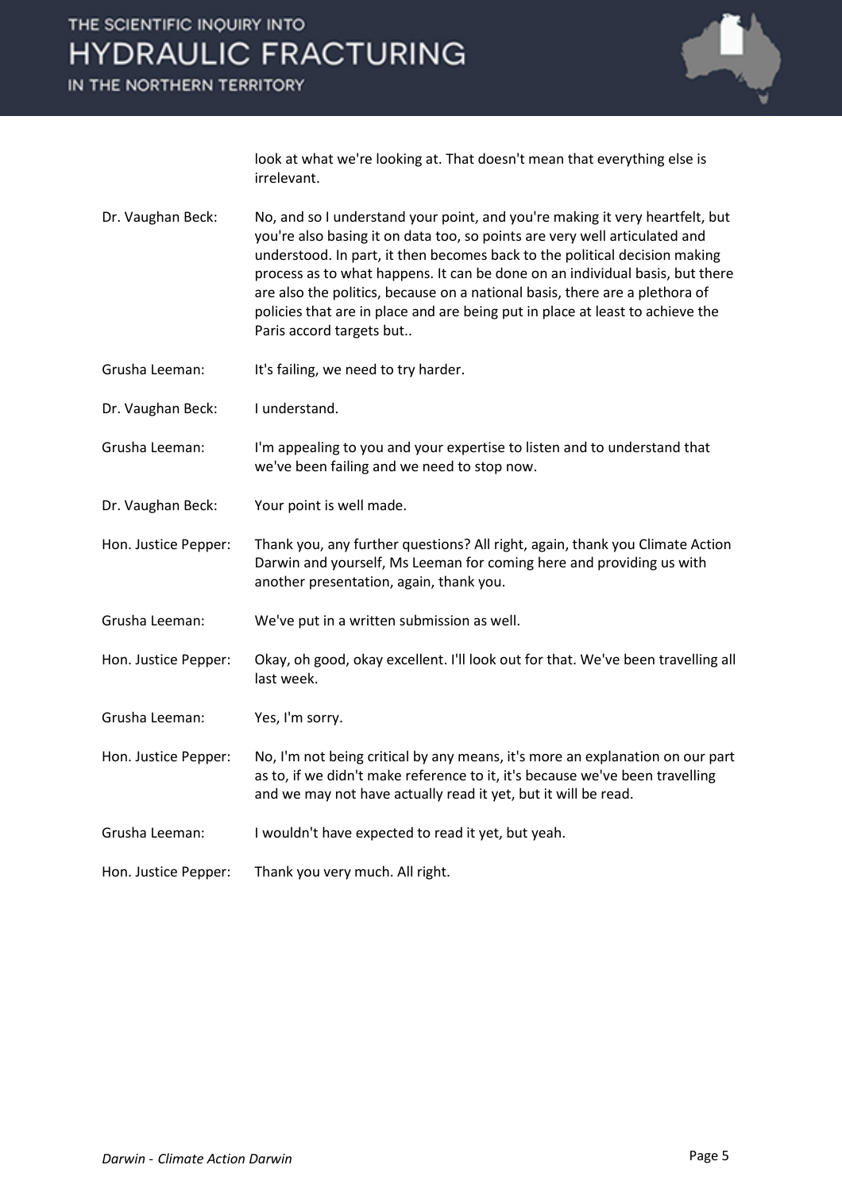look at what we're looking at. That doesn't mean that everything else is irrelevant.

**Dr. Vaughan Beck:** No, and so I understand your point, and you're making it very heartfelt, but you're also basing it on data too, so points are very well articulated and understood. In part, it then becomes back to the political decision making process as to what happens. It can be done on an individual basis, but there are also the politics, because on a national basis, there are a plethora of policies that are in place and are being put in place at least to achieve the Paris accord targets but..

**Grusha Leeman:** It's failing, we need to try harder.

**Dr. Vaughan Beck:** I understand.

**Grusha Leeman:** I'm appealing to you and your expertise to listen and to understand that we've been failing and we need to stop now.

**Dr. Vaughan Beck:** Your point is well made.

**Hon. Justice Pepper:** Thank you, any further questions? All right, again, thank you Climate Action Darwin and yourself, Ms Leeman for coming here and providing us with another presentation, again, thank you.

**Grusha Leeman:** We've put in a written submission as well.

**Hon. Justice Pepper:** Okay, oh good, okay excellent. I'll look out for that. We've been travelling all last week.

**Grusha Leeman:** Yes, I'm sorry.

**Hon. Justice Pepper:** No, I'm not being critical by any means, it's more an explanation on our part as to, if we didn't make reference to it, it's because we've been travelling and we may not have actually read it yet, but it will be read.

**Grusha Leeman:** I wouldn't have expected to read it yet, but yeah.

**Hon. Justice Pepper:** Thank you very much. All right.